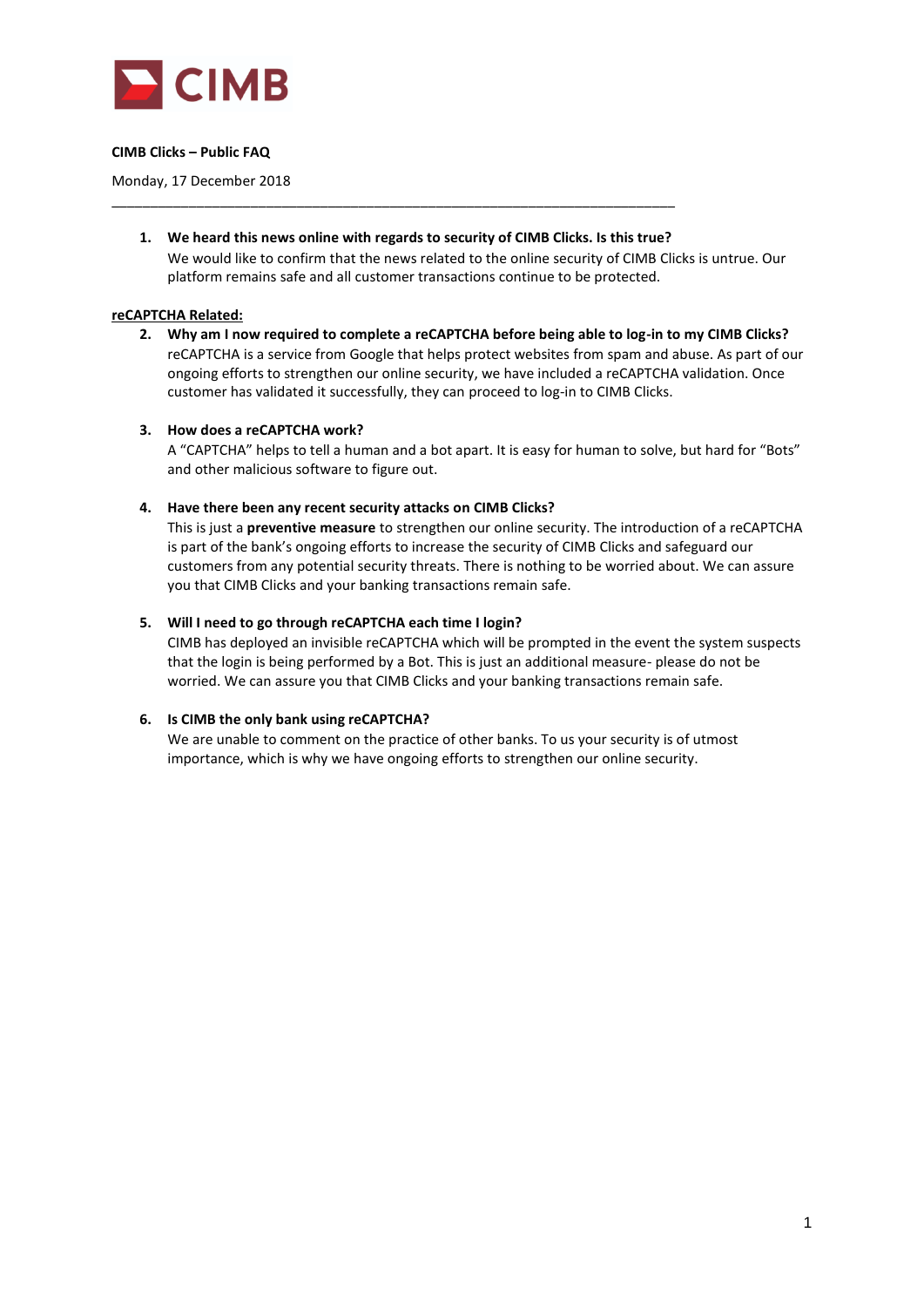CIMB

**CIMB Clicks – Public FAQ**

Monday, 17 December 2018

---

1. **We heard this news online with regards to security of CIMB Clicks. Is this true?**
   We would like to confirm that the news related to the online security of CIMB Clicks is untrue. Our platform remains safe and all customer transactions continue to be protected.

**reCAPTCHA Related:**

2. **Why am I now required to complete a reCAPTCHA before being able to log-in to my CIMB Clicks?**
   reCAPTCHA is a service from Google that helps protect websites from spam and abuse. As part of our ongoing efforts to strengthen our online security, we have included a reCAPTCHA validation. Once customer has validated it successfully, they can proceed to log-in to CIMB Clicks.

3. **How does a reCAPTCHA work?**
   A "CAPTCHA" helps to tell a human and a bot apart. It is easy for human to solve, but hard for "Bots" and other malicious software to figure out.

4. **Have there been any recent security attacks on CIMB Clicks?**
   This is just a **preventive measure** to strengthen our online security. The introduction of a reCAPTCHA is part of the bank's ongoing efforts to increase the security of CIMB Clicks and safeguard our customers from any potential security threats. There is nothing to be worried about. We can assure you that CIMB Clicks and your banking transactions remain safe.

5. **Will I need to go through reCAPTCHA each time I login?**
   CIMB has deployed an invisible reCAPTCHA which will be prompted in the event the system suspects that the login is being performed by a Bot. This is just an additional measure- please do not be worried. We can assure you that CIMB Clicks and your banking transactions remain safe.

6. **Is CIMB the only bank using reCAPTCHA?**
   We are unable to comment on the practice of other banks. To us your security is of utmost importance, which is why we have ongoing efforts to strengthen our online security.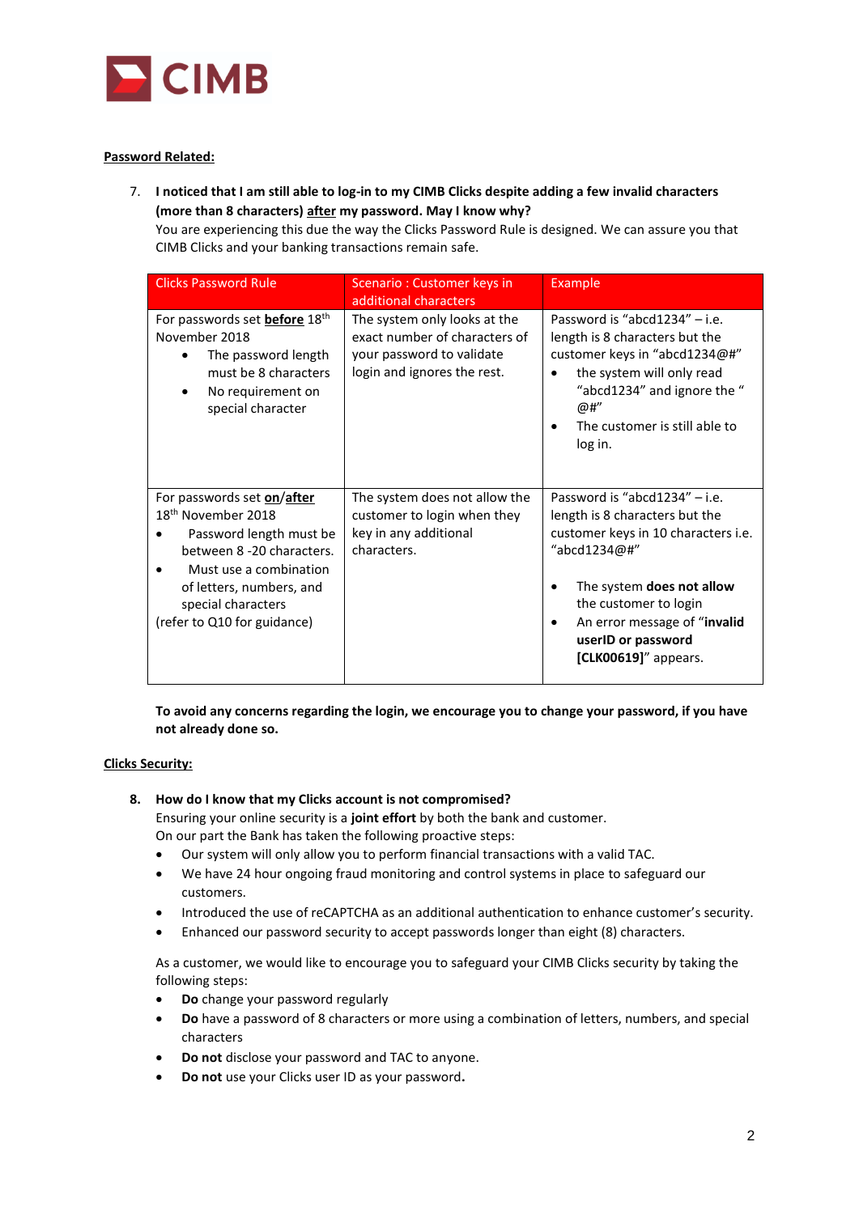**Password Related:**

7. **I noticed that I am still able to log-in to my CIMB Clicks despite adding a few invalid characters (more than 8 characters) after my password. May I know why?**
You are experiencing this due the way the Clicks Password Rule is designed. We can assure you that CIMB Clicks and your banking transactions remain safe.

| Clicks Password Rule | Scenario : Customer keys in additional characters | Example |
|---|---|---|
| For passwords set **before** 18th November 2018<br>• The password length must be 8 characters<br>• No requirement on special character | The system only looks at the exact number of characters of your password to validate login and ignores the rest. | Password is "abcd1234" – i.e. length is 8 characters but the customer keys in "abcd1234@#"<br>• the system will only read "abcd1234" and ignore the " @#"<br>• The customer is still able to log in. |
| For passwords set **on**/**after** 18th November 2018<br>• Password length must be between 8 -20 characters.<br>• Must use a combination of letters, numbers, and special characters<br>(refer to Q10 for guidance) | The system does not allow the customer to login when they key in any additional characters. | Password is "abcd1234" – i.e. length is 8 characters but the customer keys in 10 characters i.e. "abcd1234@#"<br>• The system **does not allow** the customer to login<br>• An error message of "**invalid userID or password [CLK00619]**" appears. |

**To avoid any concerns regarding the login, we encourage you to change your password, if you have not already done so.**

**Clicks Security:**

8. **How do I know that my Clicks account is not compromised?**
Ensuring your online security is a **joint effort** by both the bank and customer.
On our part the Bank has taken the following proactive steps:
- Our system will only allow you to perform financial transactions with a valid TAC.
- We have 24 hour ongoing fraud monitoring and control systems in place to safeguard our customers.
- Introduced the use of reCAPTCHA as an additional authentication to enhance customer's security.
- Enhanced our password security to accept passwords longer than eight (8) characters.

As a customer, we would like to encourage you to safeguard your CIMB Clicks security by taking the following steps:
- **Do** change your password regularly
- **Do** have a password of 8 characters or more using a combination of letters, numbers, and special characters
- **Do not** disclose your password and TAC to anyone.
- **Do not** use your Clicks user ID as your password**.**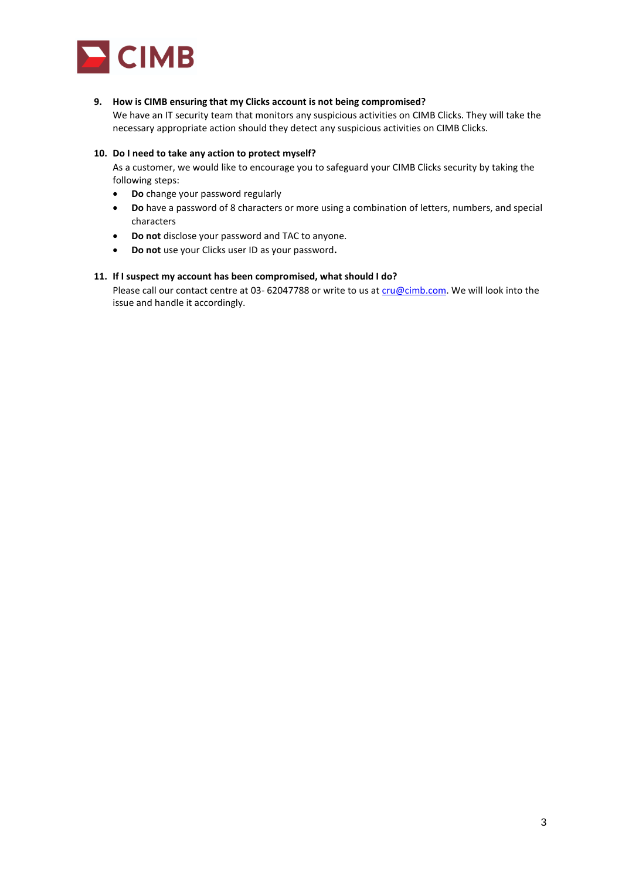9. **How is CIMB ensuring that my Clicks account is not being compromised?**
   We have an IT security team that monitors any suspicious activities on CIMB Clicks. They will take the necessary appropriate action should they detect any suspicious activities on CIMB Clicks.

10. **Do I need to take any action to protect myself?**
    As a customer, we would like to encourage you to safeguard your CIMB Clicks security by taking the following steps:
    - **Do** change your password regularly
    - **Do** have a password of 8 characters or more using a combination of letters, numbers, and special characters
    - **Do not** disclose your password and TAC to anyone.
    - **Do not** use your Clicks user ID as your password**.**

11. **If I suspect my account has been compromised, what should I do?**
    Please call our contact centre at 03- 62047788 or write to us at cru@cimb.com. We will look into the issue and handle it accordingly.